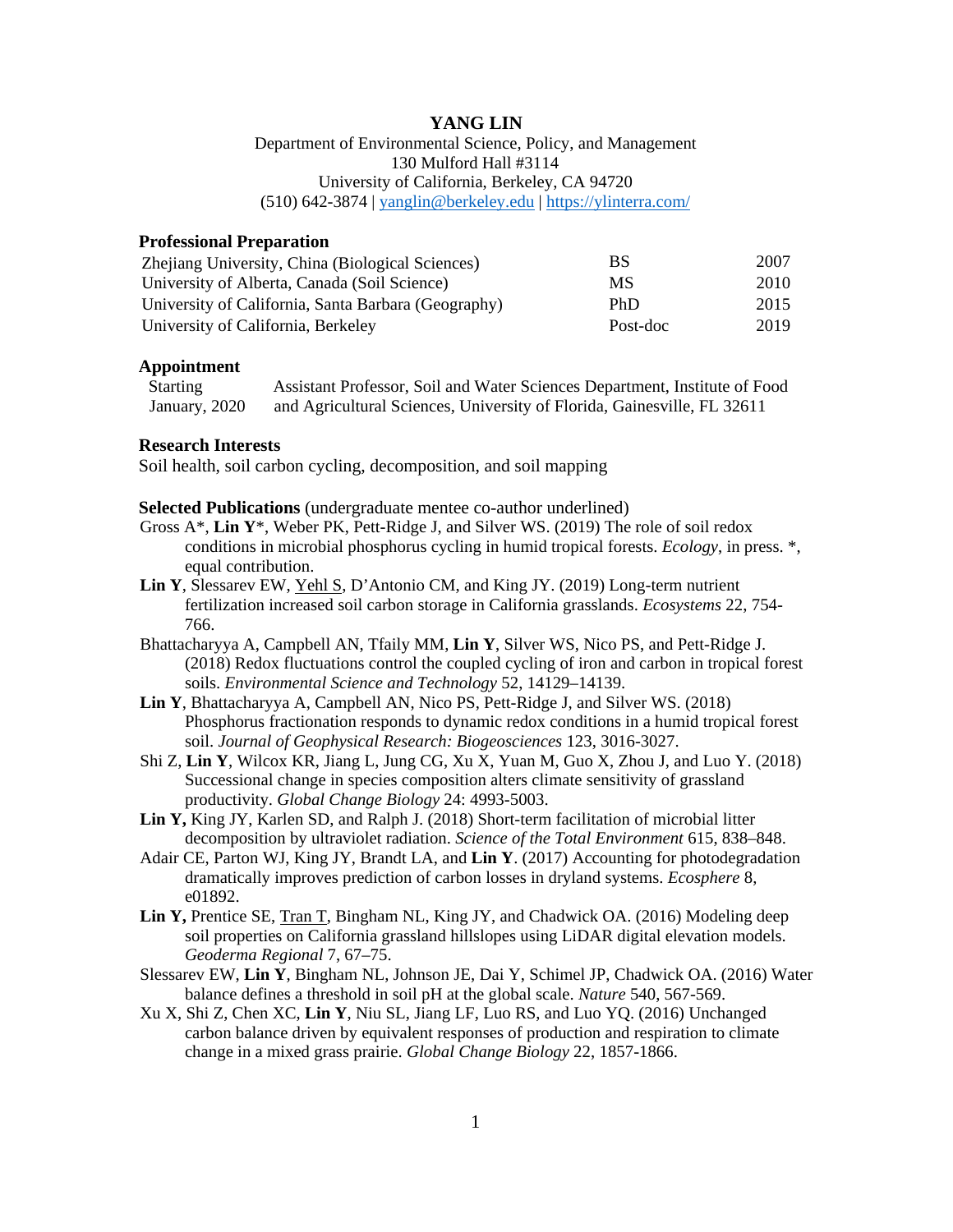# YANG LIN

Department of Environmental Science, Policy, and Management
130 Mulford Hall #3114
University of California, Berkeley, CA 94720
(510) 642-3874 | yanglin@berkeley.edu | https://ylinterra.com/

## Professional Preparation

| | | |
|---|---|---|
| Zhejiang University, China (Biological Sciences) | BS | 2007 |
| University of Alberta, Canada (Soil Science) | MS | 2010 |
| University of California, Santa Barbara (Geography) | PhD | 2015 |
| University of California, Berkeley | Post-doc | 2019 |

## Appointment

| | |
|---|---|
| Starting January, 2020 | Assistant Professor, Soil and Water Sciences Department, Institute of Food and Agricultural Sciences, University of Florida, Gainesville, FL 32611 |

## Research Interests

Soil health, soil carbon cycling, decomposition, and soil mapping

## Selected Publications (undergraduate mentee co-author underlined)

Gross A*, **Lin Y***, Weber PK, Pett-Ridge J, and Silver WS. (2019) The role of soil redox conditions in microbial phosphorus cycling in humid tropical forests. *Ecology*, in press. *, equal contribution.

**Lin Y**, Slessarev EW, <u>Yehl S</u>, D'Antonio CM, and King JY. (2019) Long-term nutrient fertilization increased soil carbon storage in California grasslands. *Ecosystems* 22, 754-766.

Bhattacharyya A, Campbell AN, Tfaily MM, **Lin Y**, Silver WS, Nico PS, and Pett-Ridge J. (2018) Redox fluctuations control the coupled cycling of iron and carbon in tropical forest soils. *Environmental Science and Technology* 52, 14129–14139.

**Lin Y**, Bhattacharyya A, Campbell AN, Nico PS, Pett-Ridge J, and Silver WS. (2018) Phosphorus fractionation responds to dynamic redox conditions in a humid tropical forest soil. *Journal of Geophysical Research: Biogeosciences* 123, 3016-3027.

Shi Z, **Lin Y**, Wilcox KR, Jiang L, Jung CG, Xu X, Yuan M, Guo X, Zhou J, and Luo Y. (2018) Successional change in species composition alters climate sensitivity of grassland productivity. *Global Change Biology* 24: 4993-5003.

**Lin Y,** King JY, Karlen SD, and Ralph J. (2018) Short-term facilitation of microbial litter decomposition by ultraviolet radiation. *Science of the Total Environment* 615, 838–848.

Adair CE, Parton WJ, King JY, Brandt LA, and **Lin Y**. (2017) Accounting for photodegradation dramatically improves prediction of carbon losses in dryland systems. *Ecosphere* 8, e01892.

**Lin Y,** Prentice SE, <u>Tran T</u>, Bingham NL, King JY, and Chadwick OA. (2016) Modeling deep soil properties on California grassland hillslopes using LiDAR digital elevation models. *Geoderma Regional* 7, 67–75.

Slessarev EW, **Lin Y**, Bingham NL, Johnson JE, Dai Y, Schimel JP, Chadwick OA. (2016) Water balance defines a threshold in soil pH at the global scale. *Nature* 540, 567-569.

Xu X, Shi Z, Chen XC, **Lin Y**, Niu SL, Jiang LF, Luo RS, and Luo YQ. (2016) Unchanged carbon balance driven by equivalent responses of production and respiration to climate change in a mixed grass prairie. *Global Change Biology* 22, 1857-1866.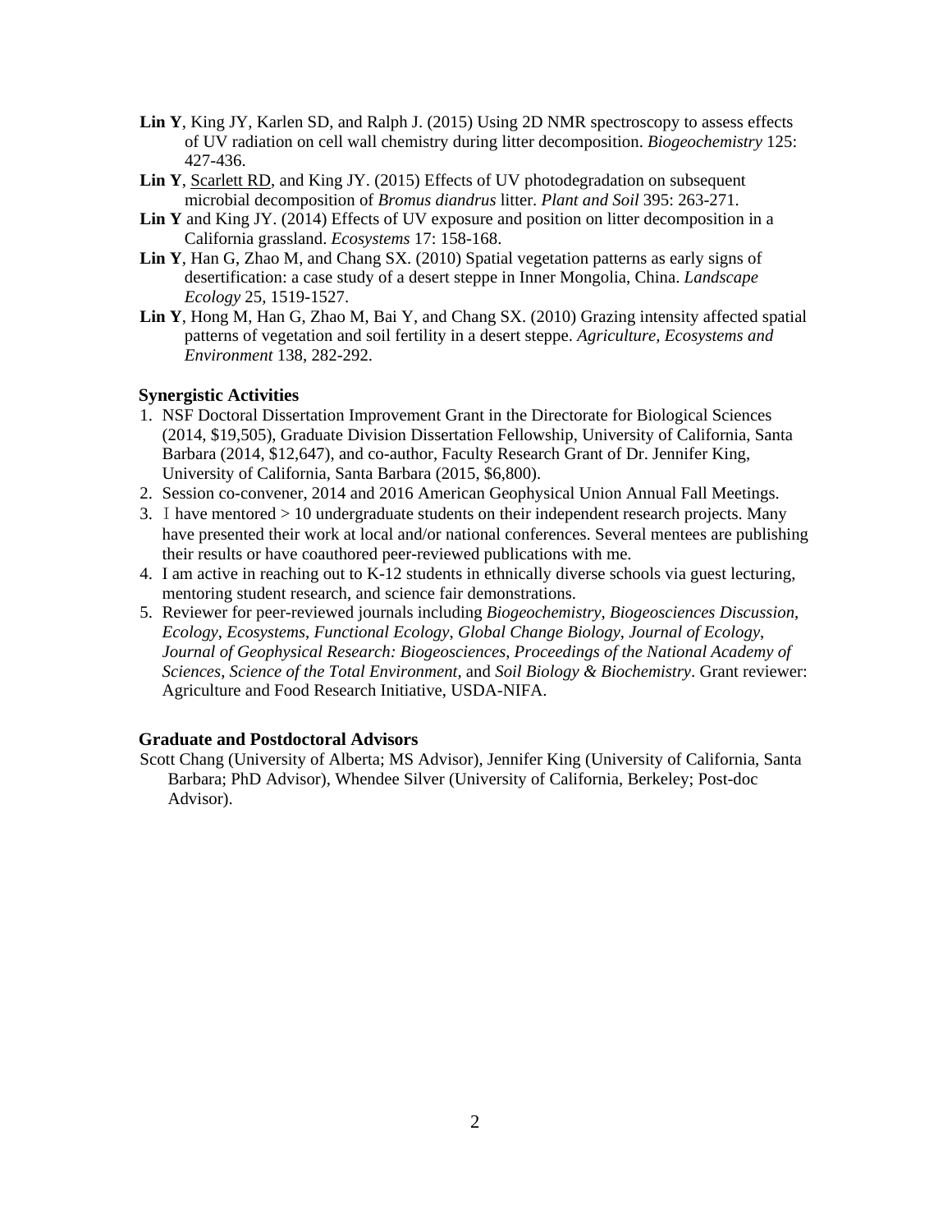**Lin Y**, King JY, Karlen SD, and Ralph J. (2015) Using 2D NMR spectroscopy to assess effects of UV radiation on cell wall chemistry during litter decomposition. *Biogeochemistry* 125: 427-436.

**Lin Y**, <u>Scarlett RD</u>, and King JY. (2015) Effects of UV photodegradation on subsequent microbial decomposition of *Bromus diandrus* litter. *Plant and Soil* 395: 263-271.

**Lin Y** and King JY. (2014) Effects of UV exposure and position on litter decomposition in a California grassland. *Ecosystems* 17: 158-168.

**Lin Y**, Han G, Zhao M, and Chang SX. (2010) Spatial vegetation patterns as early signs of desertification: a case study of a desert steppe in Inner Mongolia, China. *Landscape Ecology* 25, 1519-1527.

**Lin Y**, Hong M, Han G, Zhao M, Bai Y, and Chang SX. (2010) Grazing intensity affected spatial patterns of vegetation and soil fertility in a desert steppe. *Agriculture, Ecosystems and Environment* 138, 282-292.

### Synergistic Activities

1. NSF Doctoral Dissertation Improvement Grant in the Directorate for Biological Sciences (2014, $19,505), Graduate Division Dissertation Fellowship, University of California, Santa Barbara (2014, $12,647), and co-author, Faculty Research Grant of Dr. Jennifer King, University of California, Santa Barbara (2015, $6,800).
2. Session co-convener, 2014 and 2016 American Geophysical Union Annual Fall Meetings.
3. Ｉhave mentored > 10 undergraduate students on their independent research projects. Many have presented their work at local and/or national conferences. Several mentees are publishing their results or have coauthored peer-reviewed publications with me.
4. I am active in reaching out to K-12 students in ethnically diverse schools via guest lecturing, mentoring student research, and science fair demonstrations.
5. Reviewer for peer-reviewed journals including *Biogeochemistry*, *Biogeosciences Discussion*, *Ecology*, *Ecosystems*, *Functional Ecology*, *Global Change Biology*, *Journal of Ecology*, *Journal of Geophysical Research: Biogeosciences*, *Proceedings of the National Academy of Sciences*, *Science of the Total Environment*, and *Soil Biology & Biochemistry*. Grant reviewer: Agriculture and Food Research Initiative, USDA-NIFA.

### Graduate and Postdoctoral Advisors

Scott Chang (University of Alberta; MS Advisor), Jennifer King (University of California, Santa Barbara; PhD Advisor), Whendee Silver (University of California, Berkeley; Post-doc Advisor).